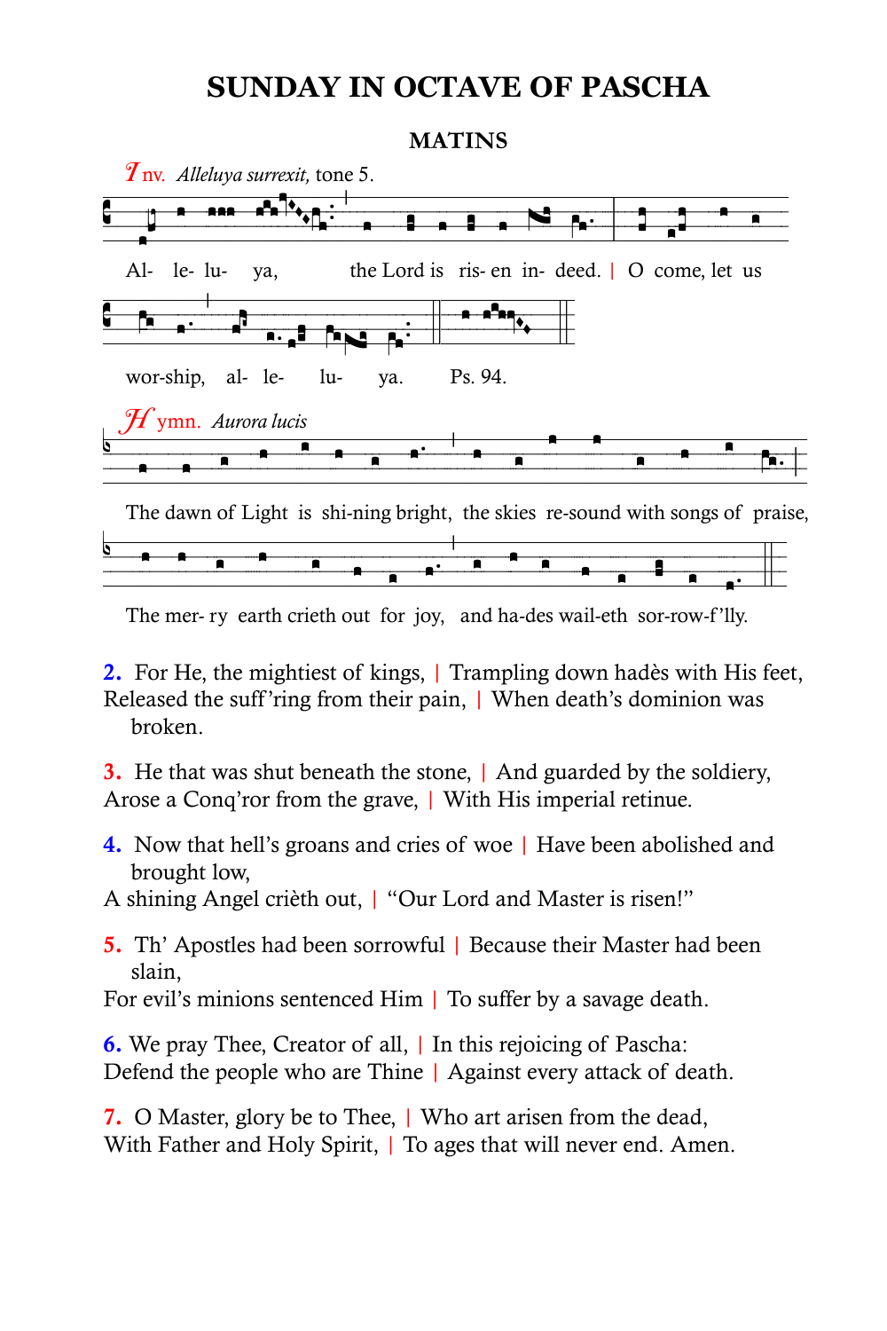# SUNDAY IN OCTAVE OF PASCHA

## MATINS

*Inv.* *Alleluya surrexit,* tone 5.

Al- le- lu- ya, the Lord is ris- en in- deed. | O come, let us wor-ship, al- le- lu- ya. Ps. 94.

*Hymn.* *Aurora lucis*

The dawn of Light is shi-ning bright, the skies re-sound with songs of praise, The mer- ry earth crieth out for joy, and ha-des wail-eth sor-row-f'lly.

**2.** For He, the mightiest of kings, | Trampling down hadès with His feet,
Released the suff'ring from their pain, | When death's dominion was broken.

**3.** He that was shut beneath the stone, | And guarded by the soldiery,
Arose a Conq'ror from the grave, | With His imperial retinue.

**4.** Now that hell's groans and cries of woe | Have been abolished and brought low,
A shining Angel crièth out, | "Our Lord and Master is risen!"

**5.** Th' Apostles had been sorrowful | Because their Master had been slain,
For evil's minions sentenced Him | To suffer by a savage death.

**6.** We pray Thee, Creator of all, | In this rejoicing of Pascha:
Defend the people who are Thine | Against every attack of death.

**7.** O Master, glory be to Thee, | Who art arisen from the dead,
With Father and Holy Spirit, | To ages that will never end. Amen.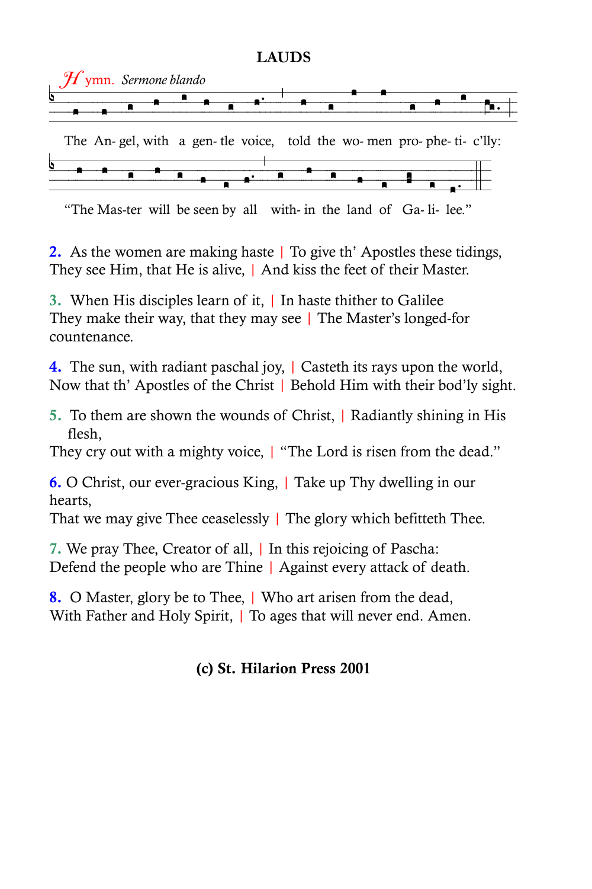# LAUDS

*Hymn. Sermone blando*

The An- gel, with a gen- tle voice, told the wo- men pro- phe- ti- c'lly:

"The Mas-ter will be seen by all with- in the land of Ga- li- lee."

**2.** As the women are making haste | To give th' Apostles these tidings,
They see Him, that He is alive, | And kiss the feet of their Master.

**3.** When His disciples learn of it, | In haste thither to Galilee
They make their way, that they may see | The Master's longed-for countenance.

**4.** The sun, with radiant paschal joy, | Casteth its rays upon the world,
Now that th' Apostles of the Christ | Behold Him with their bod'ly sight.

**5.** To them are shown the wounds of Christ, | Radiantly shining in His flesh,
They cry out with a mighty voice, | "The Lord is risen from the dead."

**6.** O Christ, our ever-gracious King, | Take up Thy dwelling in our hearts,
That we may give Thee ceaselessly | The glory which befitteth Thee.

**7.** We pray Thee, Creator of all, | In this rejoicing of Pascha:
Defend the people who are Thine | Against every attack of death.

**8.** O Master, glory be to Thee, | Who art arisen from the dead,
With Father and Holy Spirit, | To ages that will never end. Amen.

**(c) St. Hilarion Press 2001**